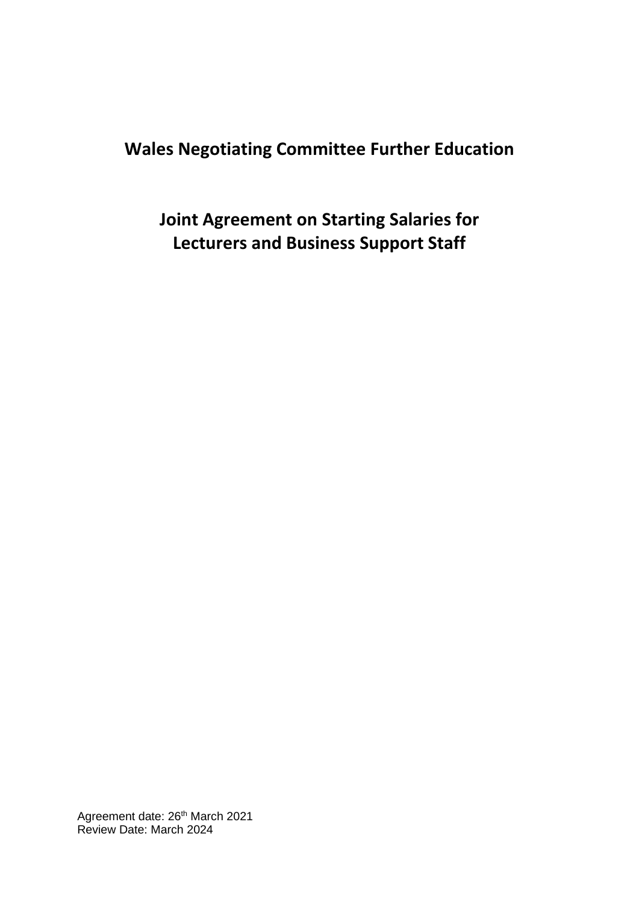# Wales Negotiating Committee Further Education

## Joint Agreement on Starting Salaries for Lecturers and Business Support Staff

Agreement date: 26th March 2021
Review Date: March 2024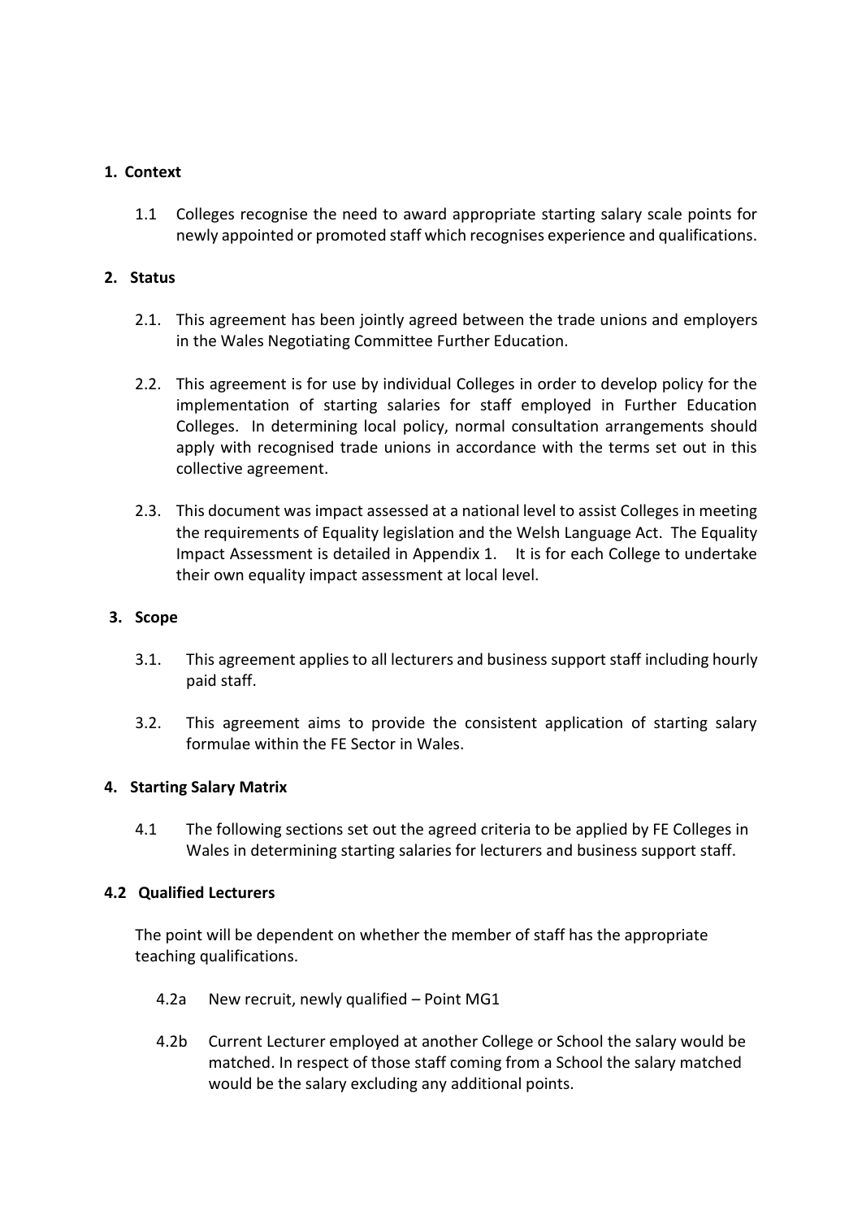## 1. Context

1.1 Colleges recognise the need to award appropriate starting salary scale points for newly appointed or promoted staff which recognises experience and qualifications.

## 2. Status

2.1. This agreement has been jointly agreed between the trade unions and employers in the Wales Negotiating Committee Further Education.

2.2. This agreement is for use by individual Colleges in order to develop policy for the implementation of starting salaries for staff employed in Further Education Colleges. In determining local policy, normal consultation arrangements should apply with recognised trade unions in accordance with the terms set out in this collective agreement.

2.3. This document was impact assessed at a national level to assist Colleges in meeting the requirements of Equality legislation and the Welsh Language Act. The Equality Impact Assessment is detailed in Appendix 1. It is for each College to undertake their own equality impact assessment at local level.

## 3. Scope

3.1. This agreement applies to all lecturers and business support staff including hourly paid staff.

3.2. This agreement aims to provide the consistent application of starting salary formulae within the FE Sector in Wales.

## 4. Starting Salary Matrix

4.1 The following sections set out the agreed criteria to be applied by FE Colleges in Wales in determining starting salaries for lecturers and business support staff.

### 4.2 Qualified Lecturers

The point will be dependent on whether the member of staff has the appropriate teaching qualifications.

4.2a New recruit, newly qualified – Point MG1

4.2b Current Lecturer employed at another College or School the salary would be matched. In respect of those staff coming from a School the salary matched would be the salary excluding any additional points.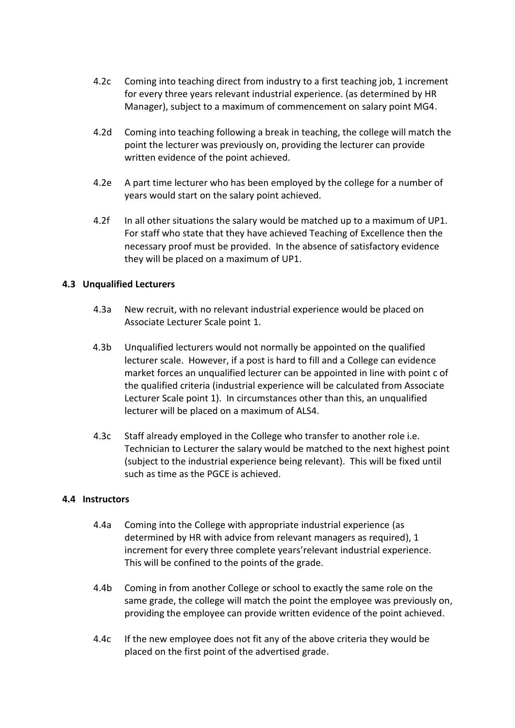4.2c Coming into teaching direct from industry to a first teaching job, 1 increment for every three years relevant industrial experience. (as determined by HR Manager), subject to a maximum of commencement on salary point MG4.

4.2d Coming into teaching following a break in teaching, the college will match the point the lecturer was previously on, providing the lecturer can provide written evidence of the point achieved.

4.2e A part time lecturer who has been employed by the college for a number of years would start on the salary point achieved.

4.2f In all other situations the salary would be matched up to a maximum of UP1. For staff who state that they have achieved Teaching of Excellence then the necessary proof must be provided. In the absence of satisfactory evidence they will be placed on a maximum of UP1.

### 4.3 Unqualified Lecturers

4.3a New recruit, with no relevant industrial experience would be placed on Associate Lecturer Scale point 1.

4.3b Unqualified lecturers would not normally be appointed on the qualified lecturer scale. However, if a post is hard to fill and a College can evidence market forces an unqualified lecturer can be appointed in line with point c of the qualified criteria (industrial experience will be calculated from Associate Lecturer Scale point 1). In circumstances other than this, an unqualified lecturer will be placed on a maximum of ALS4.

4.3c Staff already employed in the College who transfer to another role i.e. Technician to Lecturer the salary would be matched to the next highest point (subject to the industrial experience being relevant). This will be fixed until such as time as the PGCE is achieved.

### 4.4 Instructors

4.4a Coming into the College with appropriate industrial experience (as determined by HR with advice from relevant managers as required), 1 increment for every three complete years'relevant industrial experience. This will be confined to the points of the grade.

4.4b Coming in from another College or school to exactly the same role on the same grade, the college will match the point the employee was previously on, providing the employee can provide written evidence of the point achieved.

4.4c If the new employee does not fit any of the above criteria they would be placed on the first point of the advertised grade.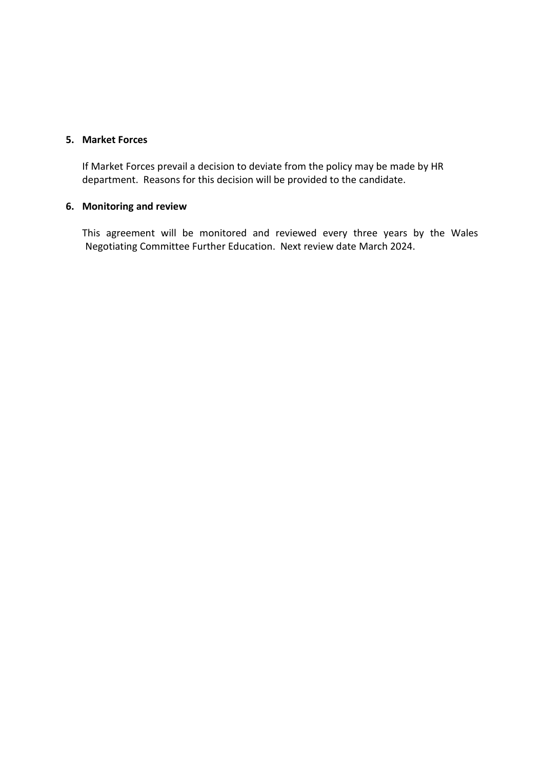## 5. Market Forces

If Market Forces prevail a decision to deviate from the policy may be made by HR department. Reasons for this decision will be provided to the candidate.

## 6. Monitoring and review

This agreement will be monitored and reviewed every three years by the Wales Negotiating Committee Further Education. Next review date March 2024.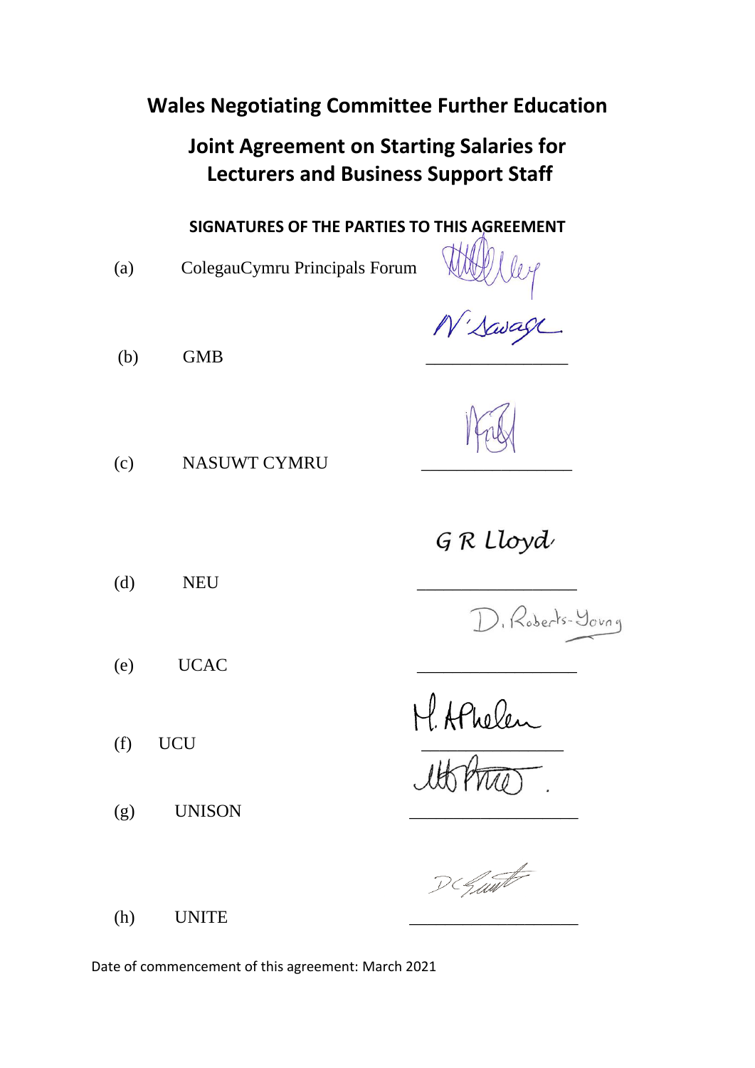## Wales Negotiating Committee Further Education

## Joint Agreement on Starting Salaries for Lecturers and Business Support Staff

**SIGNATURES OF THE PARTIES TO THIS AGREEMENT**

(a) ColegauCymru Principals Forum

(b) GMB ________________

(c) NASUWT CYMRU ________________

G R Lloyd

(d) NEU ________________

D. Roberts-Young

(e) UCAC ________________

M. APhelan

(f) UCU ________________

(g) UNISON ________________

(h) UNITE ________________

Date of commencement of this agreement: March 2021